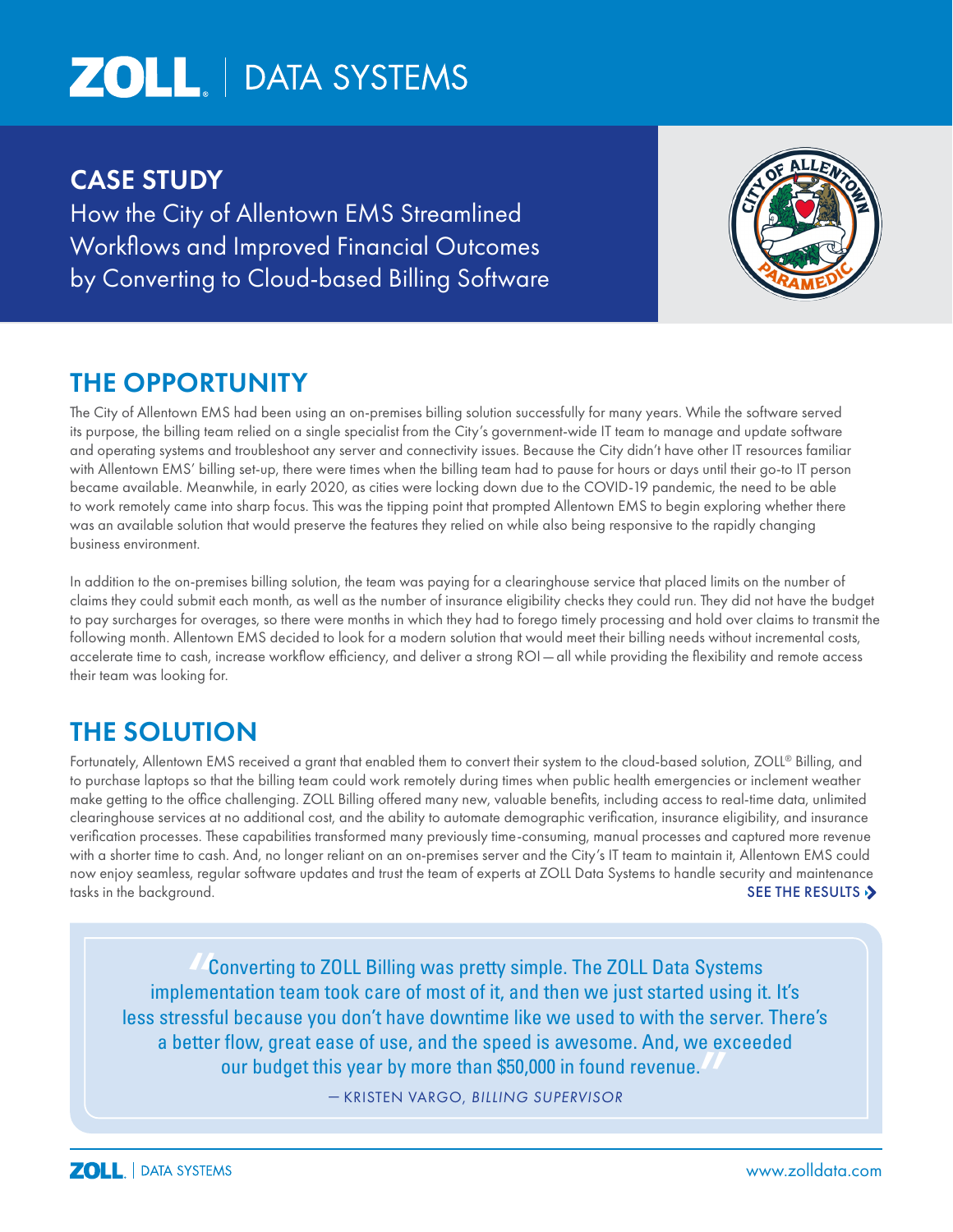ZOLL | DATA SYSTEMS

# CASE STUDY

## How the City of Allentown EMS Streamlined Workflows and Improved Financial Outcomes by Converting to Cloud-based Billing Software

## THE OPPORTUNITY

The City of Allentown EMS had been using an on-premises billing solution successfully for many years. While the software served its purpose, the billing team relied on a single specialist from the City's government-wide IT team to manage and update software and operating systems and troubleshoot any server and connectivity issues. Because the City didn't have other IT resources familiar with Allentown EMS' billing set-up, there were times when the billing team had to pause for hours or days until their go-to IT person became available. Meanwhile, in early 2020, as cities were locking down due to the COVID-19 pandemic, the need to be able to work remotely came into sharp focus. This was the tipping point that prompted Allentown EMS to begin exploring whether there was an available solution that would preserve the features they relied on while also being responsive to the rapidly changing business environment.

In addition to the on-premises billing solution, the team was paying for a clearinghouse service that placed limits on the number of claims they could submit each month, as well as the number of insurance eligibility checks they could run. They did not have the budget to pay surcharges for overages, so there were months in which they had to forego timely processing and hold over claims to transmit the following month. Allentown EMS decided to look for a modern solution that would meet their billing needs without incremental costs, accelerate time to cash, increase workflow efficiency, and deliver a strong ROI — all while providing the flexibility and remote access their team was looking for.

## THE SOLUTION

Fortunately, Allentown EMS received a grant that enabled them to convert their system to the cloud-based solution, ZOLL® Billing, and to purchase laptops so that the billing team could work remotely during times when public health emergencies or inclement weather make getting to the office challenging. ZOLL Billing offered many new, valuable benefits, including access to real-time data, unlimited clearinghouse services at no additional cost, and the ability to automate demographic verification, insurance eligibility, and insurance verification processes. These capabilities transformed many previously time-consuming, manual processes and captured more revenue with a shorter time to cash. And, no longer reliant on an on-premises server and the City's IT team to maintain it, Allentown EMS could now enjoy seamless, regular software updates and trust the team of experts at ZOLL Data Systems to handle security and maintenance tasks in the background.

SEE THE RESULTS

> "Converting to ZOLL Billing was pretty simple. The ZOLL Data Systems implementation team took care of most of it, and then we just started using it. It's less stressful because you don't have downtime like we used to with the server. There's a better flow, great ease of use, and the speed is awesome. And, we exceeded our budget this year by more than $50,000 in found revenue."
>
> — KRISTEN VARGO, *BILLING SUPERVISOR*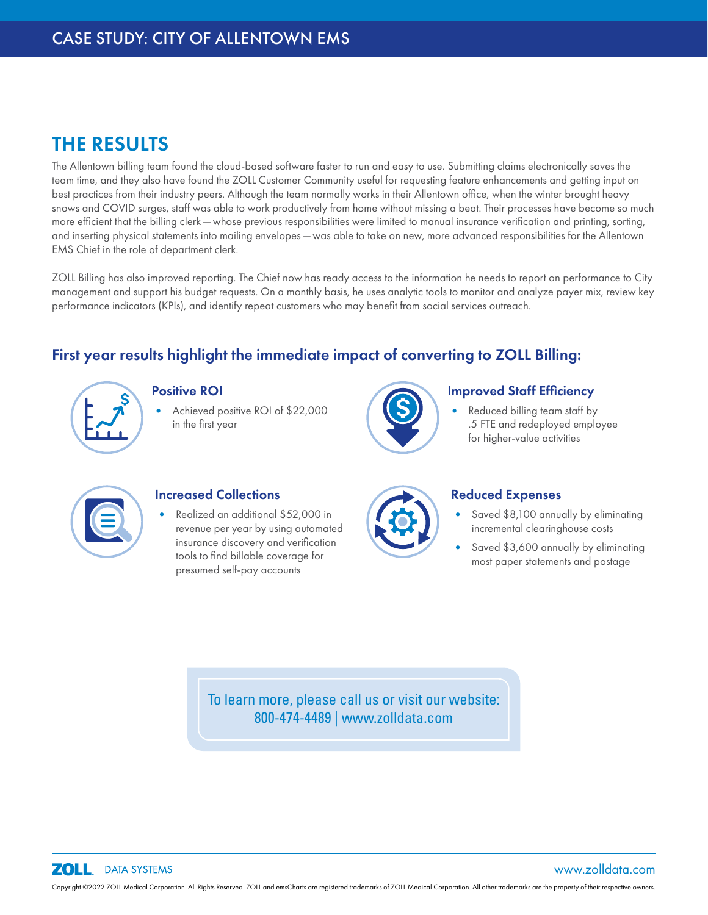## THE RESULTS

The Allentown billing team found the cloud-based software faster to run and easy to use. Submitting claims electronically saves the team time, and they also have found the ZOLL Customer Community useful for requesting feature enhancements and getting input on best practices from their industry peers. Although the team normally works in their Allentown office, when the winter brought heavy snows and COVID surges, staff was able to work productively from home without missing a beat. Their processes have become so much more efficient that the billing clerk — whose previous responsibilities were limited to manual insurance verification and printing, sorting, and inserting physical statements into mailing envelopes — was able to take on new, more advanced responsibilities for the Allentown EMS Chief in the role of department clerk.

ZOLL Billing has also improved reporting. The Chief now has ready access to the information he needs to report on performance to City management and support his budget requests. On a monthly basis, he uses analytic tools to monitor and analyze payer mix, review key performance indicators (KPIs), and identify repeat customers who may benefit from social services outreach.

### First year results highlight the immediate impact of converting to ZOLL Billing:

#### Positive ROI

- Achieved positive ROI of $22,000 in the first year

#### Improved Staff Efficiency

- Reduced billing team staff by .5 FTE and redeployed employee for higher-value activities

#### Increased Collections

- Realized an additional $52,000 in revenue per year by using automated insurance discovery and verification tools to find billable coverage for presumed self-pay accounts

#### Reduced Expenses

- Saved $8,100 annually by eliminating incremental clearinghouse costs
- Saved $3,600 annually by eliminating most paper statements and postage

To learn more, please call us or visit our website:
800-474-4489 | www.zolldata.com

Copyright ©2022 ZOLL Medical Corporation. All Rights Reserved. ZOLL and emsCharts are registered trademarks of ZOLL Medical Corporation. All other trademarks are the property of their respective owners.